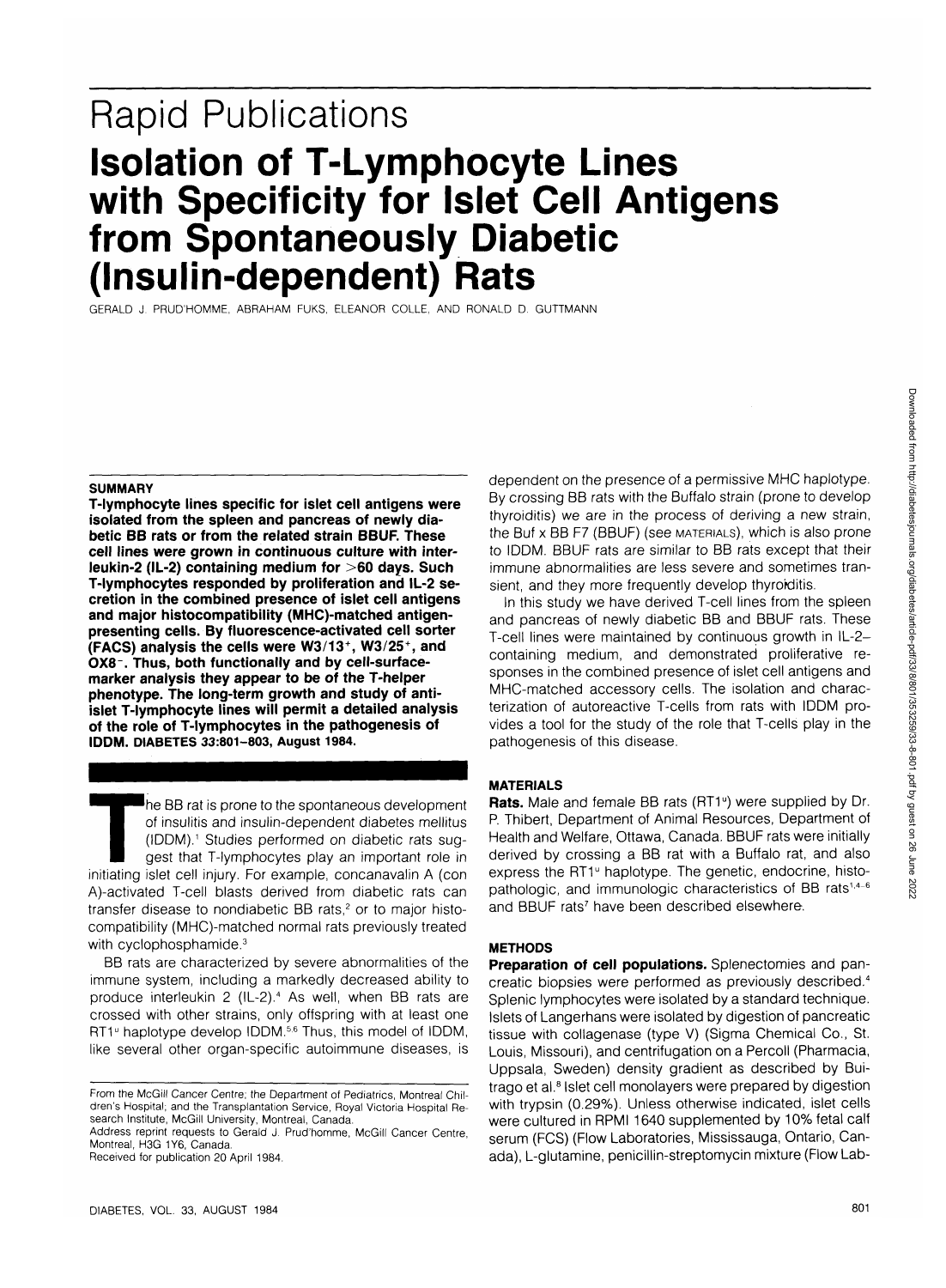# Rapid Publications

# Isolation of T-Lymphocyte Lines with Specificity for Islet Cell Antigens from Spontaneously Diabetic (Insulin-dependent) Rats

GERALD J. PRUD'HOMME, ABRAHAM FUKS, ELEANOR COLLE, AND RONALD D. GUTTMANN

## SUMMARY

**T-lymphocyte lines specific for islet cell antigens were isolated from the spleen and pancreas of newly diabetic BB rats or from the related strain BBUF. These cell lines were grown in continuous culture with interleukin-2 (IL-2) containing medium for >60 days. Such T-lymphocytes responded by proliferation and IL-2 secretion in the combined presence of islet cell antigens and major histocompatibility (MHC)-matched antigen-presenting cells. By fluorescence-activated cell sorter (FACS) analysis the cells were W3/13$^+$, W3/25$^+$, and OX8$^-$. Thus, both functionally and by cell-surface-marker analysis they appear to be of the T-helper phenotype. The long-term growth and study of anti-islet T-lymphocyte lines will permit a detailed analysis of the role of T-lymphocytes in the pathogenesis of IDDM. DIABETES 33:801–803, August 1984.**

The BB rat is prone to the spontaneous development of insulitis and insulin-dependent diabetes mellitus (IDDM).[1] Studies performed on diabetic rats suggest that T-lymphocytes play an important role in initiating islet cell injury. For example, concanavalin A (con A)-activated T-cell blasts derived from diabetic rats can transfer disease to nondiabetic BB rats,[2] or to major histocompatibility (MHC)-matched normal rats previously treated with cyclophosphamide.[3]

BB rats are characterized by severe abnormalities of the immune system, including a markedly decreased ability to produce interleukin 2 (IL-2).[4] As well, when BB rats are crossed with other strains, only offspring with at least one RT1$^u$ haplotype develop IDDM.[5,6] Thus, this model of IDDM, like several other organ-specific autoimmune diseases, is dependent on the presence of a permissive MHC haplotype. By crossing BB rats with the Buffalo strain (prone to develop thyroiditis) we are in the process of deriving a new strain, the Buf x BB F7 (BBUF) (see MATERIALS), which is also prone to IDDM. BBUF rats are similar to BB rats except that their immune abnormalities are less severe and sometimes transient, and they more frequently develop thyroiditis.

In this study we have derived T-cell lines from the spleen and pancreas of newly diabetic BB and BBUF rats. These T-cell lines were maintained by continuous growth in IL-2–containing medium, and demonstrated proliferative responses in the combined presence of islet cell antigens and MHC-matched accessory cells. The isolation and characterization of autoreactive T-cells from rats with IDDM provides a tool for the study of the role that T-cells play in the pathogenesis of this disease.

## MATERIALS

**Rats.** Male and female BB rats (RT1$^u$) were supplied by Dr. P. Thibert, Department of Animal Resources, Department of Health and Welfare, Ottawa, Canada. BBUF rats were initially derived by crossing a BB rat with a Buffalo rat, and also express the RT1$^u$ haplotype. The genetic, endocrine, histopathologic, and immunologic characteristics of BB rats[1,4–6] and BBUF rats[7] have been described elsewhere.

## METHODS

**Preparation of cell populations.** Splenectomies and pancreatic biopsies were performed as previously described.[4] Splenic lymphocytes were isolated by a standard technique. Islets of Langerhans were isolated by digestion of pancreatic tissue with collagenase (type V) (Sigma Chemical Co., St. Louis, Missouri), and centrifugation on a Percoll (Pharmacia, Uppsala, Sweden) density gradient as described by Buitrago et al.[8] Islet cell monolayers were prepared by digestion with trypsin (0.29%). Unless otherwise indicated, islet cells were cultured in RPMI 1640 supplemented by 10% fetal calf serum (FCS) (Flow Laboratories, Mississauga, Ontario, Canada), L-glutamine, penicillin-streptomycin mixture (Flow Lab-

From the McGill Cancer Centre; the Department of Pediatrics, Montreal Children's Hospital; and the Transplantation Service, Royal Victoria Hospital Research Institute, McGill University, Montreal, Canada.
Address reprint requests to Gerald J. Prud'homme, McGill Cancer Centre, Montreal, H3G 1Y6, Canada.
Received for publication 20 April 1984.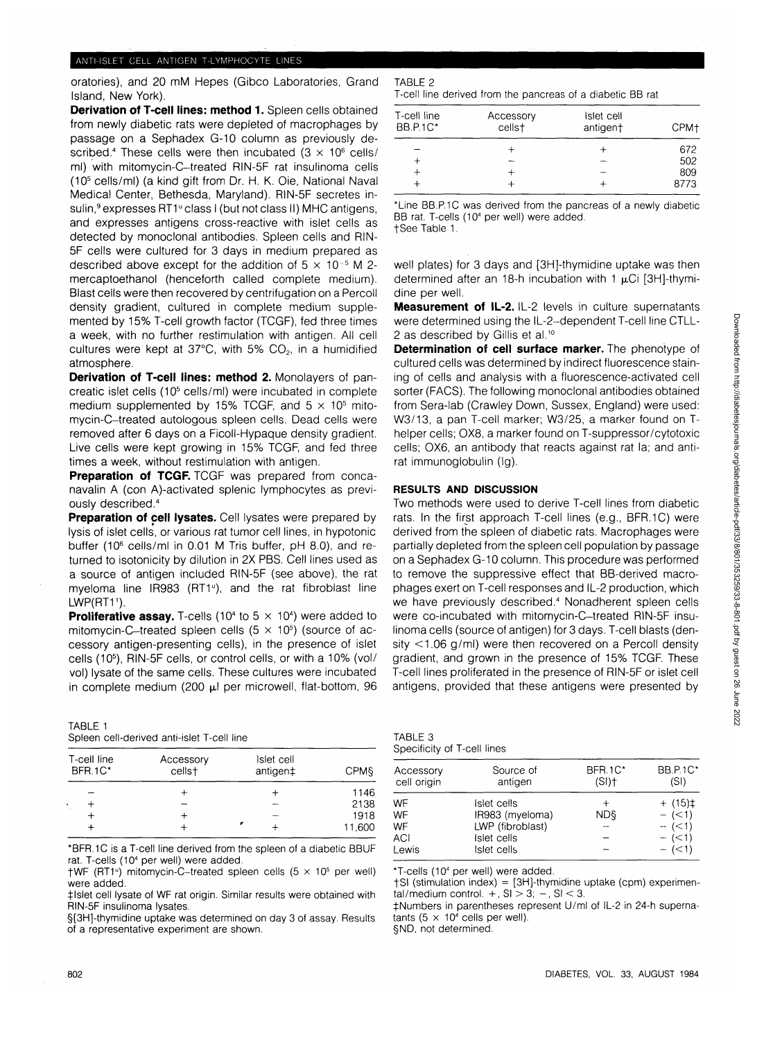oratories), and 20 mM Hepes (Gibco Laboratories, Grand Island, New York).

**Derivation of T-cell lines: method 1.** Spleen cells obtained from newly diabetic rats were depleted of macrophages by passage on a Sephadex G-10 column as previously described.[4] These cells were then incubated ($3 \times 10^6$ cells/ml) with mitomycin-C–treated RIN-5F rat insulinoma cells ($10^5$ cells/ml) (a kind gift from Dr. H. K. Oie, National Naval Medical Center, Bethesda, Maryland). RIN-5F secretes insulin,[9] expresses RT1[u] class I (but not class II) MHC antigens, and expresses antigens cross-reactive with islet cells as detected by monoclonal antibodies. Spleen cells and RIN-5F cells were cultured for 3 days in medium prepared as described above except for the addition of $5 \times 10^{-5}$ M 2-mercaptoethanol (henceforth called complete medium). Blast cells were then recovered by centrifugation on a Percoll density gradient, cultured in complete medium supplemented by 15% T-cell growth factor (TCGF), fed three times a week, with no further restimulation with antigen. All cell cultures were kept at 37°C, with 5% $CO_2$, in a humidified atmosphere.

**Derivation of T-cell lines: method 2.** Monolayers of pancreatic islet cells ($10^5$ cells/ml) were incubated in complete medium supplemented by 15% TCGF, and $5 \times 10^5$ mitomycin-C–treated autologous spleen cells. Dead cells were removed after 6 days on a Ficoll-Hypaque density gradient. Live cells were kept growing in 15% TCGF, and fed three times a week, without restimulation with antigen.

**Preparation of TCGF.** TCGF was prepared from concanavalin A (con A)-activated splenic lymphocytes as previously described.[4]

**Preparation of cell lysates.** Cell lysates were prepared by lysis of islet cells, or various rat tumor cell lines, in hypotonic buffer ($10^6$ cells/ml in 0.01 M Tris buffer, pH 8.0), and returned to isotonicity by dilution in 2X PBS. Cell lines used as a source of antigen included RIN-5F (see above), the rat myeloma line IR983 (RT1[u]), and the rat fibroblast line LWP(RT1[l]).

**Proliferative assay.** T-cells ($10^4$ to $5 \times 10^4$) were added to mitomycin-C–treated spleen cells ($5 \times 10^5$) (source of accessory antigen-presenting cells), in the presence of islet cells ($10^5$), RIN-5F cells, or control cells, or with a 10% (vol/vol) lysate of the same cells. These cultures were incubated in complete medium (200 μl per microwell, flat-bottom, 96 well plates) for 3 days and [3H]-thymidine uptake was then determined after an 18-h incubation with 1 μCi [3H]-thymidine per well.

**Measurement of IL-2.** IL-2 levels in culture supernatants were determined using the IL-2–dependent T-cell line CTLL-2 as described by Gillis et al.[10]

**Determination of cell surface marker.** The phenotype of cultured cells was determined by indirect fluorescence staining of cells and analysis with a fluorescence-activated cell sorter (FACS). The following monoclonal antibodies obtained from Sera-lab (Crawley Down, Sussex, England) were used: W3/13, a pan T-cell marker; W3/25, a marker found on T-helper cells; OX8, a marker found on T-suppressor/cytotoxic cells; OX6, an antibody that reacts against rat Ia; and anti-rat immunoglobulin (Ig).

## RESULTS AND DISCUSSION

Two methods were used to derive T-cell lines from diabetic rats. In the first approach T-cell lines (e.g., BFR.1C) were derived from the spleen of diabetic rats. Macrophages were partially depleted from the spleen cell population by passage on a Sephadex G-10 column. This procedure was performed to remove the suppressive effect that BB-derived macrophages exert on T-cell responses and IL-2 production, which we have previously described.[4] Nonadherent spleen cells were co-incubated with mitomycin-C–treated RIN-5F insulinoma cells (source of antigen) for 3 days. T-cell blasts (density <1.06 g/ml) were then recovered on a Percoll density gradient, and grown in the presence of 15% TCGF. These T-cell lines proliferated in the presence of RIN-5F or islet cell antigens, provided that these antigens were presented by

TABLE 1
Spleen cell-derived anti-islet T-cell line

| T-cell line BFR.1C* | Accessory cells† | Islet cell antigen‡ | CPM§ |
|---|---|---|---|
| − | + | + | 1146 |
| + | − | − | 2138 |
| + | + | − | 1918 |
| + | + | + | 11,600 |

*BFR.1C is a T-cell line derived from the spleen of a diabetic BBUF rat. T-cells ($10^4$ per well) were added.
†WF (RT1[u]) mitomycin-C–treated spleen cells ($5 \times 10^5$ per well) were added.
‡Islet cell lysate of WF rat origin. Similar results were obtained with RIN-5F insulinoma lysates.
§[3H]-thymidine uptake was determined on day 3 of assay. Results of a representative experiment are shown.

TABLE 2
T-cell line derived from the pancreas of a diabetic BB rat

| T-cell line BB.P.1C* | Accessory cells† | Islet cell antigen† | CPM† |
|---|---|---|---|
| − | + | + | 672 |
| + | − | − | 502 |
| + | + | − | 809 |
| + | + | + | 8773 |

*Line BB.P.1C was derived from the pancreas of a newly diabetic BB rat. T-cells ($10^4$ per well) were added.
†See Table 1.

TABLE 3
Specificity of T-cell lines

| Accessory cell origin | Source of antigen | BFR.1C* (SI)† | BB.P.1C* (SI) |
|---|---|---|---|
| WF | Islet cells | + | + (15)‡ |
| WF | IR983 (myeloma) | ND§ | − (<1) |
| WF | LWP (fibroblast) | − | − (<1) |
| ACI | Islet cells | − | − (<1) |
| Lewis | Islet cells | − | − (<1) |

*T-cells ($10^4$ per well) were added.
†SI (stimulation index) = [3H]-thymidine uptake (cpm) experimental/medium control. +, SI > 3; −, SI < 3.
‡Numbers in parentheses represent U/ml of IL-2 in 24-h supernatants ($5 \times 10^4$ cells per well).
§ND, not determined.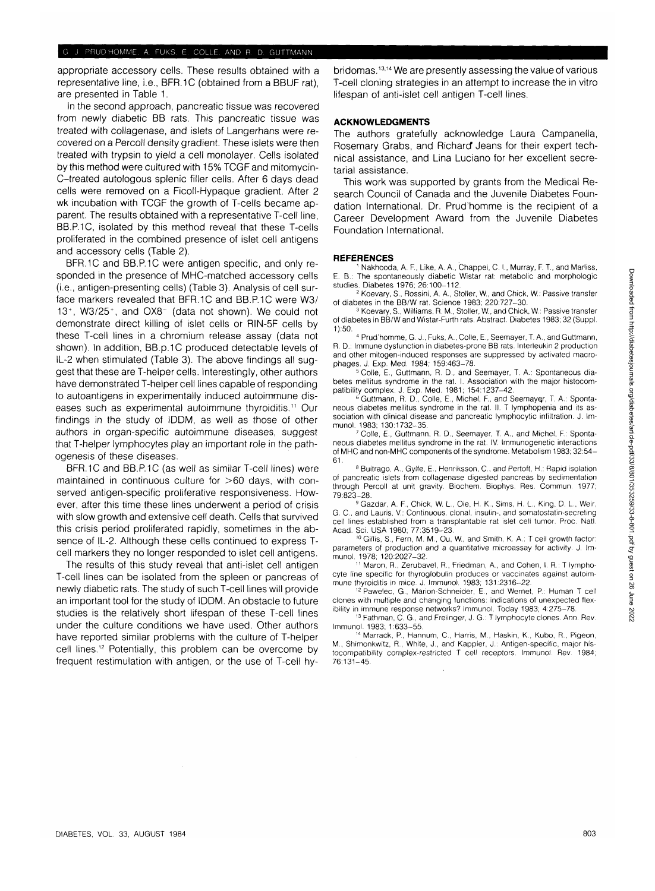appropriate accessory cells. These results obtained with a representative line, i.e., BFR.1C (obtained from a BBUF rat), are presented in Table 1.

In the second approach, pancreatic tissue was recovered from newly diabetic BB rats. This pancreatic tissue was treated with collagenase, and islets of Langerhans were recovered on a Percoll density gradient. These islets were then treated with trypsin to yield a cell monolayer. Cells isolated by this method were cultured with 15% TCGF and mitomycin-C–treated autologous splenic filler cells. After 6 days dead cells were removed on a Ficoll-Hypaque gradient. After 2 wk incubation with TCGF the growth of T-cells became apparent. The results obtained with a representative T-cell line, BB.P.1C, isolated by this method reveal that these T-cells proliferated in the combined presence of islet cell antigens and accessory cells (Table 2).

BFR.1C and BB.P.1C were antigen specific, and only responded in the presence of MHC-matched accessory cells (i.e., antigen-presenting cells) (Table 3). Analysis of cell surface markers revealed that BFR.1C and BB.P.1C were W3/13$^{+}$, W3/25$^{+}$, and OX8$^{-}$ (data not shown). We could not demonstrate direct killing of islet cells or RIN-5F cells by these T-cell lines in a chromium release assay (data not shown). In addition, BB.p.1C produced detectable levels of IL-2 when stimulated (Table 3). The above findings all suggest that these are T-helper cells. Interestingly, other authors have demonstrated T-helper cell lines capable of responding to autoantigens in experimentally induced autoimmune diseases such as experimental autoimmune thyroiditis.[11] Our findings in the study of IDDM, as well as those of other authors in organ-specific autoimmune diseases, suggest that T-helper lymphocytes play an important role in the pathogenesis of these diseases.

BFR.1C and BB.P.1C (as well as similar T-cell lines) were maintained in continuous culture for >60 days, with conserved antigen-specific proliferative responsiveness. However, after this time these lines underwent a period of crisis with slow growth and extensive cell death. Cells that survived this crisis period proliferated rapidly, sometimes in the absence of IL-2. Although these cells continued to express T-cell markers they no longer responded to islet cell antigens.

The results of this study reveal that anti-islet cell antigen T-cell lines can be isolated from the spleen or pancreas of newly diabetic rats. The study of such T-cell lines will provide an important tool for the study of IDDM. An obstacle to future studies is the relatively short lifespan of these T-cell lines under the culture conditions we have used. Other authors have reported similar problems with the culture of T-helper cell lines.[12] Potentially, this problem can be overcome by frequent restimulation with antigen, or the use of T-cell hybridomas.[13,14] We are presently assessing the value of various T-cell cloning strategies in an attempt to increase the in vitro lifespan of anti-islet cell antigen T-cell lines.

## ACKNOWLEDGMENTS

The authors gratefully acknowledge Laura Campanella, Rosemary Grabs, and Richard Jeans for their expert technical assistance, and Lina Luciano for her excellent secretarial assistance.

This work was supported by grants from the Medical Research Council of Canada and the Juvenile Diabetes Foundation International. Dr. Prud'homme is the recipient of a Career Development Award from the Juvenile Diabetes Foundation International.

## REFERENCES

1. Nakhooda, A. F., Like, A. A., Chappel, C. I., Murray, F. T., and Marliss, E. B.: The spontaneously diabetic Wistar rat: metabolic and morphologic studies. Diabetes 1976; 26:100–112.
2. Koevary, S., Rossini, A. A., Stoller, W., and Chick, W.: Passive transfer of diabetes in the BB/W rat. Science 1983; 220:727–30.
3. Koevary, S., Williams, R. M., Stoller, W., and Chick, W.: Passive transfer of diabetes in BB/W and Wistar-Furth rats. Abstract. Diabetes 1983; 32 (Suppl. 1):50.
4. Prud'homme, G. J., Fuks, A., Colle, E., Seemayer, T. A., and Guttmann, R. D.: Immune dysfunction in diabetes-prone BB rats. Interleukin 2 production and other mitogen-induced responses are suppressed by activated macrophages. J. Exp. Med. 1984; 159:463–78.
5. Colle, E., Guttmann, R. D., and Seemayer, T. A.: Spontaneous diabetes mellitus syndrome in the rat. I. Association with the major histocompatibility complex. J. Exp. Med. 1981; 154:1237–42.
6. Guttmann, R. D., Colle, E., Michel, F., and Seemayer, T. A.: Spontaneous diabetes mellitus syndrome in the rat. II. T lymphopenia and its association with clinical disease and pancreatic lymphocytic infiltration. J. Immunol. 1983; 130:1732–35.
7. Colle, E., Guttmann, R. D., Seemayer, T. A., and Michel, F.: Spontaneous diabetes mellitus syndrome in the rat. IV. Immunogenetic interactions of MHC and non-MHC components of the syndrome. Metabolism 1983; 32:54–61.
8. Buitrago, A., Gylfe, E., Henriksson, C., and Pertoft, H.: Rapid isolation of pancreatic islets from collagenase digested pancreas by sedimentation through Percoll at unit gravity. Biochem. Biophys. Res. Commun. 1977; 79:823–28.
9. Gazdar, A. F., Chick, W. L., Oie, H. K., Sims, H. L., King, D. L., Weir, G. C., and Lauris, V.: Continuous, clonal, insulin-, and somatostatin-secreting cell lines established from a transplantable rat islet cell tumor. Proc. Natl. Acad. Sci. USA 1980; 77:3519–23.
10. Gillis, S., Fern, M. M., Ou, W., and Smith, K. A.: T cell growth factor: parameters of production and a quantitative microassay for activity. J. Immunol. 1978; 120:2027–32.
11. Maron, R., Zerubavel, R., Friedman, A., and Cohen, I. R.: T lymphocyte line specific for thyroglobulin produces or vaccinates against autoimmune thyroiditis in mice. J. Immunol. 1983; 131:2316–22.
12. Pawelec, G., Marion-Schneider, E., and Wernet, P.: Human T cell clones with multiple and changing functions: indications of unexpected flexibility in immune response networks? Immunol. Today 1983; 4:275–78.
13. Fathman, C. G., and Frelinger, J. G.: T lymphocyte clones. Ann. Rev. Immunol. 1983; 1:633–55.
14. Marrack, P., Hannum, C., Harris, M., Haskin, K., Kubo, R., Pigeon, M., Shimonkwitz, R., White, J., and Kappler, J.: Antigen-specific, major histocompatibility complex-restricted T cell receptors. Immunol. Rev. 1984; 76:131–45.